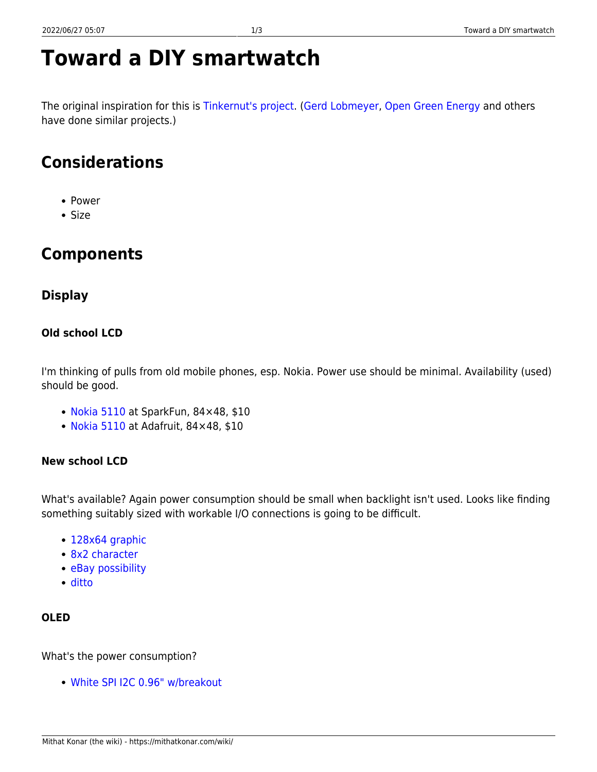# Toward a DIY smartwatch

The original inspiration for this is Tinkernut's project. (Gerd Lobmeyer, Open Green Energy and others have done similar projects.)

## Considerations

- Power
- Size

## Components

### Display

#### Old school LCD

I'm thinking of pulls from old mobile phones, esp. Nokia. Power use should be minimal. Availability (used) should be good.

- Nokia 5110 at SparkFun, 84×48, $10
- Nokia 5110 at Adafruit, 84×48, $10

#### New school LCD

What's available? Again power consumption should be small when backlight isn't used. Looks like finding something suitably sized with workable I/O connections is going to be difficult.

- 128x64 graphic
- 8x2 character
- eBay possibility
- ditto

#### OLED

What's the power consumption?

- White SPI I2C 0.96" w/breakout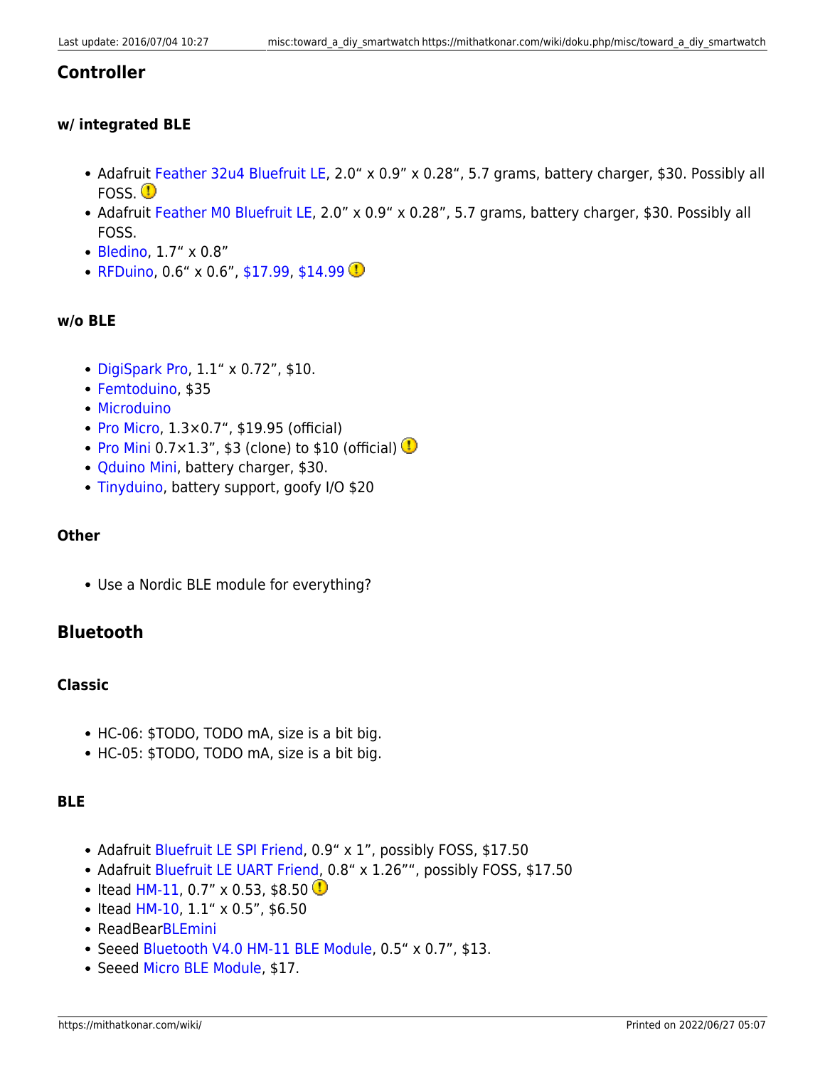## Controller

### w/ integrated BLE

- Adafruit Feather 32u4 Bluefruit LE, 2.0“ x 0.9” x 0.28“, 5.7 grams, battery charger, $30. Possibly all FOSS.
- Adafruit Feather M0 Bluefruit LE, 2.0” x 0.9“ x 0.28”, 5.7 grams, battery charger, $30. Possibly all FOSS.
- Bledino, 1.7“ x 0.8”
- RFDuino, 0.6“ x 0.6”, $17.99, $14.99

### w/o BLE

- DigiSpark Pro, 1.1“ x 0.72”, $10.
- Femtoduino, $35
- Microduino
- Pro Micro, 1.3×0.7“, $19.95 (official)
- Pro Mini 0.7×1.3”, $3 (clone) to $10 (official)
- Qduino Mini, battery charger, $30.
- Tinyduino, battery support, goofy I/O $20

### Other

- Use a Nordic BLE module for everything?

## Bluetooth

### Classic

- HC-06: $TODO, TODO mA, size is a bit big.
- HC-05: $TODO, TODO mA, size is a bit big.

### BLE

- Adafruit Bluefruit LE SPI Friend, 0.9“ x 1”, possibly FOSS, $17.50
- Adafruit Bluefruit LE UART Friend, 0.8“ x 1.26””, possibly FOSS, $17.50
- Itead HM-11, 0.7” x 0.53, $8.50
- Itead HM-10, 1.1“ x 0.5”, $6.50
- ReadBearBLEmini
- Seeed Bluetooth V4.0 HM-11 BLE Module, 0.5“ x 0.7”, $13.
- Seeed Micro BLE Module, $17.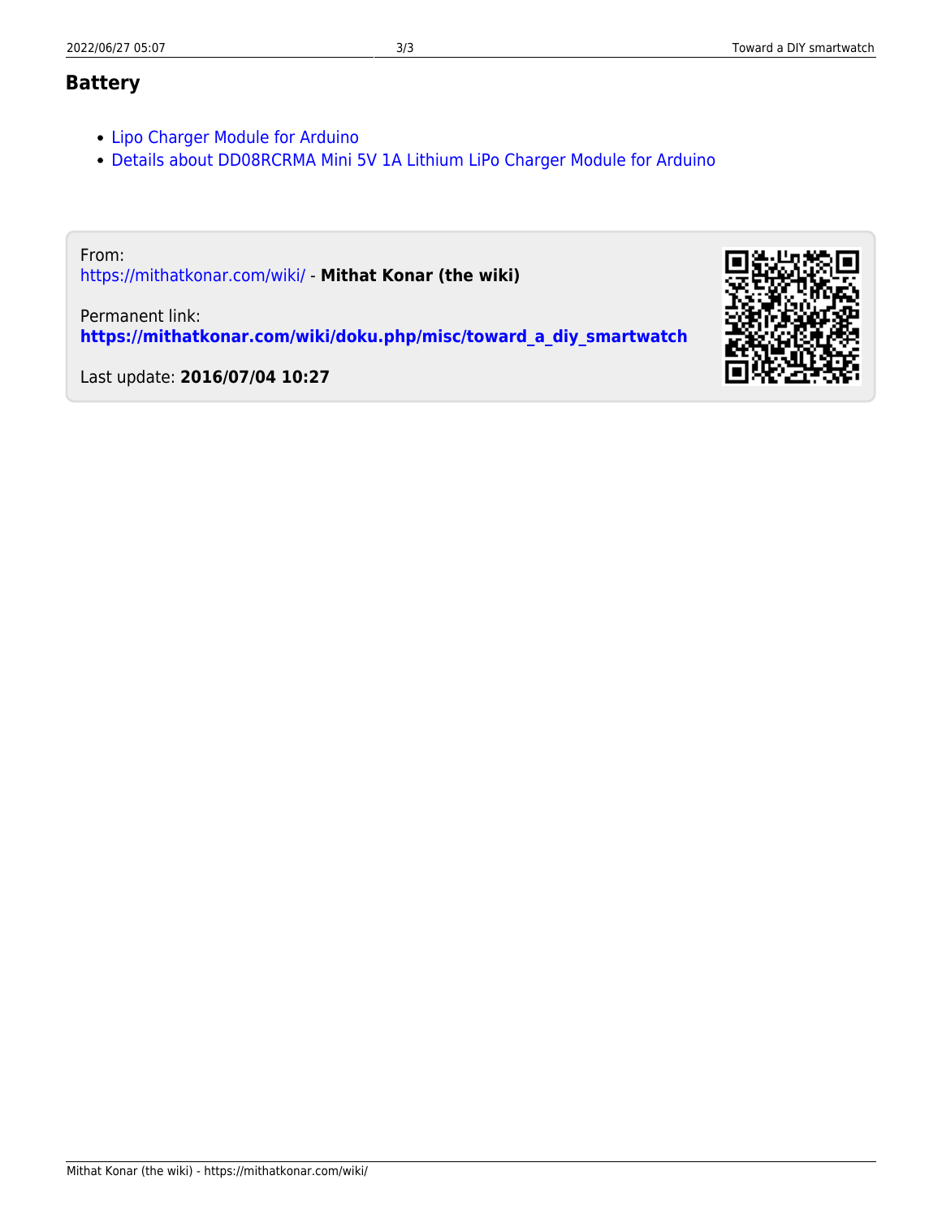## Battery

- Lipo Charger Module for Arduino
- Details about DD08RCRMA Mini 5V 1A Lithium LiPo Charger Module for Arduino

From:
https://mithatkonar.com/wiki/ - **Mithat Konar (the wiki)**

Permanent link:
**https://mithatkonar.com/wiki/doku.php/misc/toward_a_diy_smartwatch**

Last update: **2016/07/04 10:27**